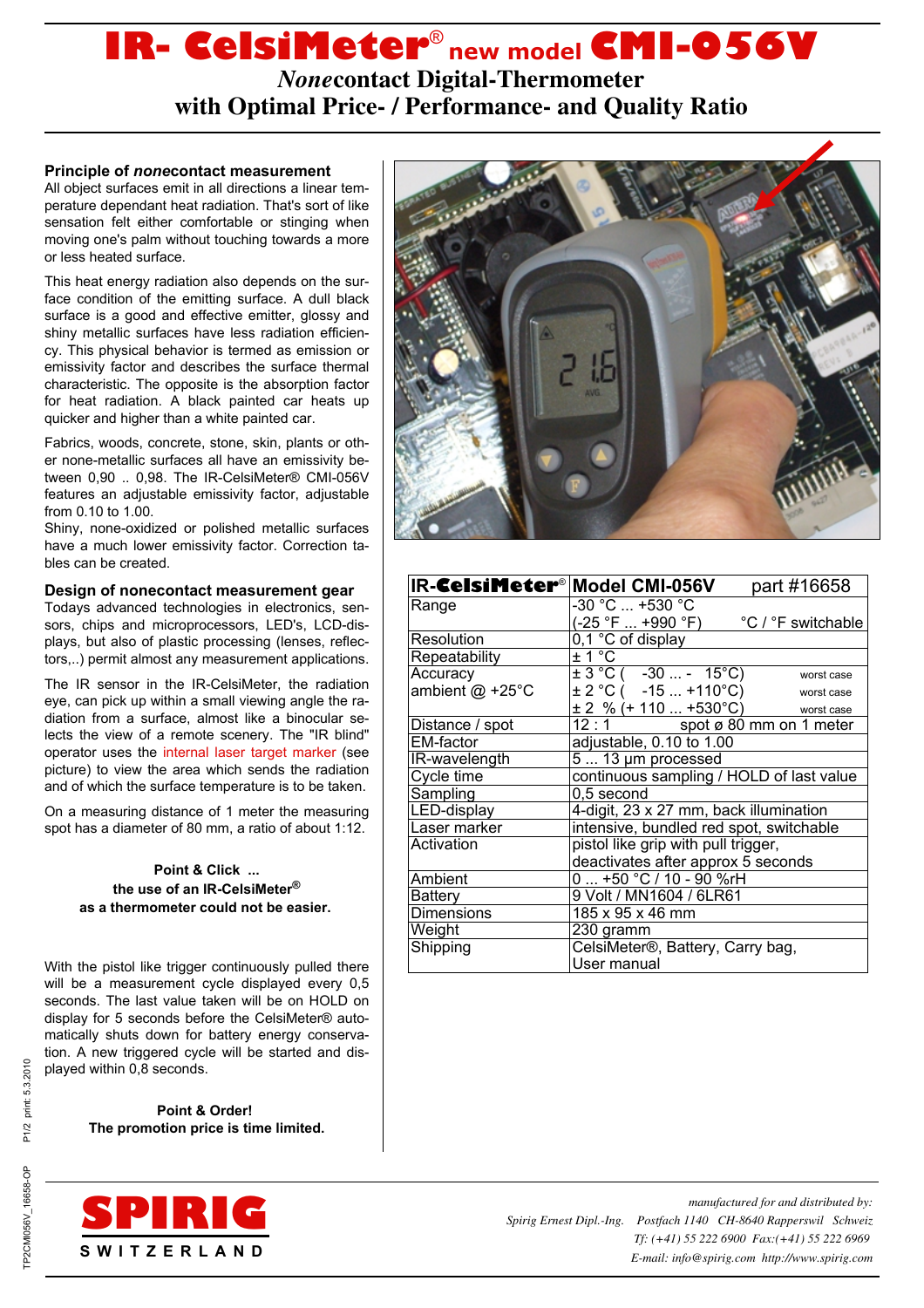# IR- CelsiMeter® new model CMI-056V

## *None*contact Digital-Thermometer with Optimal Price- / Performance- and Quality Ratio

### Principle of *none*contact measurement

All object surfaces emit in all directions a linear temperature dependant heat radiation. That's sort of like sensation felt either comfortable or stinging when moving one's palm without touching towards a more or less heated surface.

This heat energy radiation also depends on the surface condition of the emitting surface. A dull black surface is a good and effective emitter, glossy and shiny metallic surfaces have less radiation efficiency. This physical behavior is termed as emission or emissivity factor and describes the surface thermal characteristic. The opposite is the absorption factor for heat radiation. A black painted car heats up quicker and higher than a white painted car.

Fabrics, woods, concrete, stone, skin, plants or other none-metallic surfaces all have an emissivity between 0,90 .. 0,98. The IR-CelsiMeter® CMI-056V features an adjustable emissivity factor, adjustable from 0.10 to 1.00.
Shiny, none-oxidized or polished metallic surfaces have a much lower emissivity factor. Correction tables can be created.

### Design of nonecontact measurement gear

Todays advanced technologies in electronics, sensors, chips and microprocessors, LED's, LCD-displays, but also of plastic processing (lenses, reflectors,..) permit almost any measurement applications.

The IR sensor in the IR-CelsiMeter, the radiation eye, can pick up within a small viewing angle the radiation from a surface, almost like a binocular selects the view of a remote scenery. The "IR blind" operator uses the internal laser target marker (see picture) to view the area which sends the radiation and of which the surface temperature is to be taken.

On a measuring distance of 1 meter the measuring spot has a diameter of 80 mm, a ratio of about 1:12.

**Point & Click ...**
**the use of an IR-CelsiMeter®**
**as a thermometer could not be easier.**

With the pistol like trigger continuously pulled there will be a measurement cycle displayed every 0,5 seconds. The last value taken will be on HOLD on display for 5 seconds before the CelsiMeter® automatically shuts down for battery energy conservation. A new triggered cycle will be started and displayed within 0,8 seconds.

**Point & Order!**
**The promotion price is time limited.**

| IR-CelsiMeter® | Model CMI-056V part #16658 |
|---|---|
| Range | -30 °C ... +530 °C<br>(-25 °F ... +990 °F) °C / °F switchable |
| Resolution | 0,1 °C of display |
| Repeatability | ± 1 °C |
| Accuracy<br>ambient @ +25°C | ± 3 °C ( -30 ... - 15°C) worst case<br>± 2 °C ( -15 ... +110°C) worst case<br>± 2 % (+ 110 ... +530°C) worst case |
| Distance / spot | 12 : 1 spot ø 80 mm on 1 meter |
| EM-factor | adjustable, 0.10 to 1.00 |
| IR-wavelength | 5 ... 13 µm processed |
| Cycle time | continuous sampling / HOLD of last value |
| Sampling | 0,5 second |
| LED-display | 4-digit, 23 x 27 mm, back illumination |
| Laser marker | intensive, bundled red spot, switchable |
| Activation | pistol like grip with pull trigger,<br>deactivates after approx 5 seconds |
| Ambient | 0 ... +50 °C / 10 - 90 %rH |
| Battery | 9 Volt / MN1604 / 6LR61 |
| Dimensions | 185 x 95 x 46 mm |
| Weight | 230 gramm |
| Shipping | CelsiMeter®, Battery, Carry bag,<br>User manual |

**SPIRIG**
SWITZERLAND

*manufactured for and distributed by:*
*Spirig Ernest Dipl.-Ing. Postfach 1140 CH-8640 Rapperswil Schweiz*
*Tf: (+41) 55 222 6900 Fax:(+41) 55 222 6969*
*E-mail: info@spirig.com http://www.spirig.com*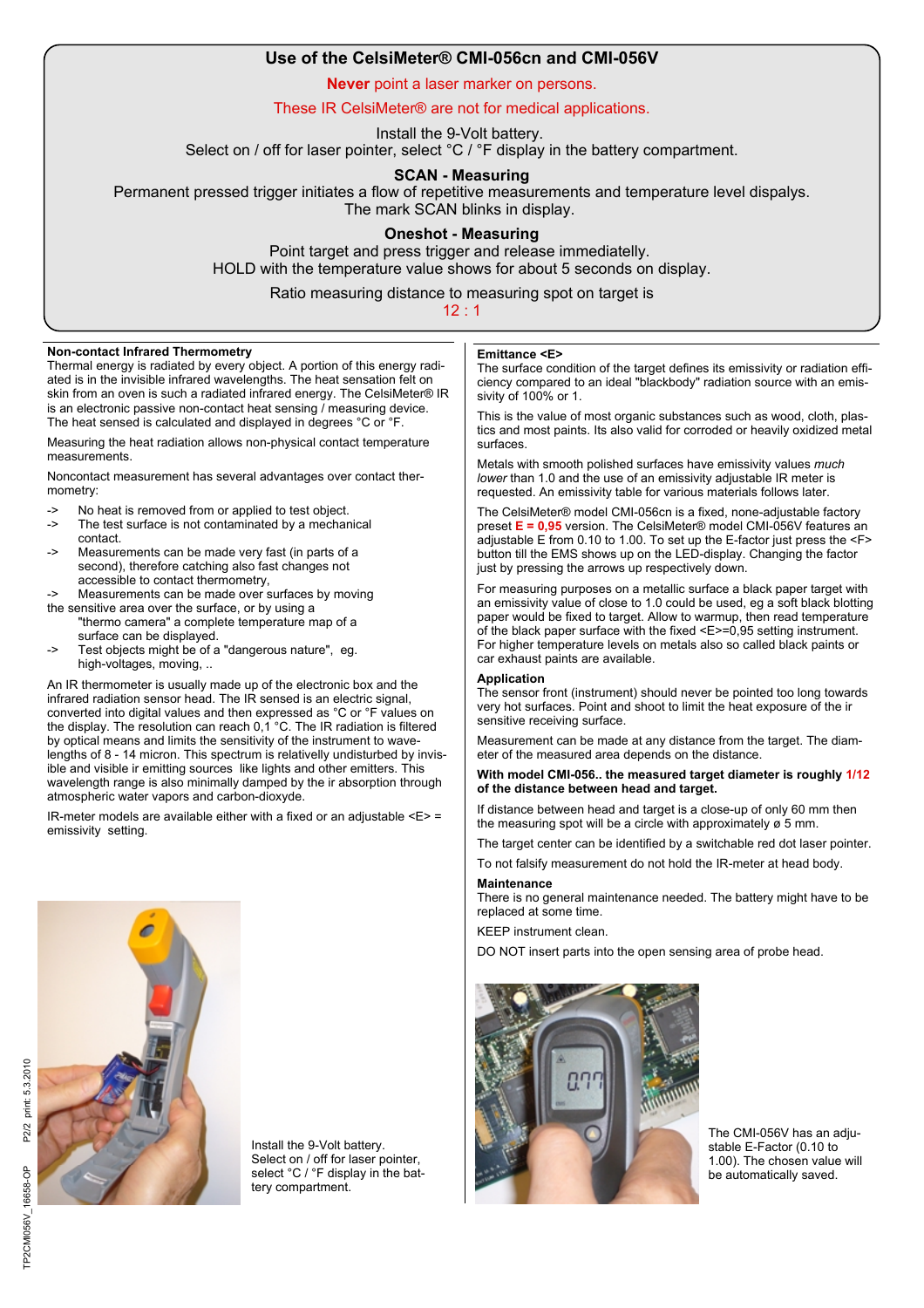# Use of the CelsiMeter® CMI-056cn and CMI-056V

**Never** point a laser marker on persons.

These IR CelsiMeter® are not for medical applications.

Install the 9-Volt battery.
Select on / off for laser pointer, select °C / °F display in the battery compartment.

**SCAN - Measuring**
Permanent pressed trigger initiates a flow of repetitive measurements and temperature level dispalys.
The mark SCAN blinks in display.

**Oneshot - Measuring**
Point target and press trigger and release immediately.
HOLD with the temperature value shows for about 5 seconds on display.

Ratio measuring distance to measuring spot on target is
12 : 1

### Non-contact Infrared Thermometry

Thermal energy is radiated by every object. A portion of this energy radiated is in the invisible infrared wavelengths. The heat sensation felt on skin from an oven is such a radiated infrared energy. The CelsiMeter® IR is an electronic passive non-contact heat sensing / measuring device. The heat sensed is calculated and displayed in degrees °C or °F.

Measuring the heat radiation allows non-physical contact temperature measurements.

Noncontact measurement has several advantages over contact thermometry:

- -> No heat is removed from or applied to test object.
- -> The test surface is not contaminated by a mechanical contact.
- -> Measurements can be made very fast (in parts of a second), therefore catching also fast changes not accessible to contact thermometry,
- -> Measurements can be made over surfaces by moving the sensitive area over the surface, or by using a "thermo camera" a complete temperature map of a surface can be displayed.
- -> Test objects might be of a "dangerous nature", eg. high-voltages, moving, ..

An IR thermometer is usually made up of the electronic box and the infrared radiation sensor head. The IR sensed is an electric signal, converted into digital values and then expressed as °C or °F values on the display. The resolution can reach 0,1 °C. The IR radiation is filtered by optical means and limits the sensitivity of the instrument to wavelengths of 8 - 14 micron. This spectrum is relatively undisturbed by invisible and visible ir emitting sources like lights and other emitters. This wavelength range is also minimally damped by the ir absorption through atmospheric water vapors and carbon-dioxyde.

IR-meter models are available either with a fixed or an adjustable <E> = emissivity setting.

Install the 9-Volt battery.
Select on / off for laser pointer, select °C / °F display in the battery compartment.

### Emittance <E>

The surface condition of the target defines its emissivity or radiation efficiency compared to an ideal "blackbody" radiation source with an emissivity of 100% or 1.

This is the value of most organic substances such as wood, cloth, plastics and most paints. Its also valid for corroded or heavily oxidized metal surfaces.

Metals with smooth polished surfaces have emissivity values *much lower* than 1.0 and the use of an emissivity adjustable IR meter is requested. An emissivity table for various materials follows later.

The CelsiMeter® model CMI-056cn is a fixed, none-adjustable factory preset **E = 0,95** version. The CelsiMeter® model CMI-056V features an adjustable E-factor from 0.10 to 1.00. To set up the E-factor just press the <F> button till the EMS shows up on the LED-display. Changing the factor just by pressing the arrows up respectively down.

For measuring purposes on a metallic surface a black paper target with an emissivity value of close to 1.0 could be used, eg a soft black blotting paper would be fixed to target. Allow to warmup, then read temperature of the black paper surface with the fixed <E>=0,95 setting instrument. For higher temperature levels on metals also so called black paints or car exhaust paints are available.

### Application

The sensor front (instrument) should never be pointed too long towards very hot surfaces. Point and shoot to limit the heat exposure of the ir sensitive receiving surface.

Measurement can be made at any distance from the target. The diameter of the measured area depends on the distance.

**With model CMI-056.. the measured target diameter is roughly 1/12 of the distance between head and target.**

If distance between head and target is a close-up of only 60 mm then the measuring spot will be a circle with approximately ø 5 mm.

The target center can be identified by a switchable red dot laser pointer.

To not falsify measurement do not hold the IR-meter at head body.

### Maintenance

There is no general maintenance needed. The battery might have to be replaced at some time.

KEEP instrument clean.

DO NOT insert parts into the open sensing area of probe head.

The CMI-056V has an adjustable E-Factor (0.10 to 1.00). The chosen value will be automatically saved.